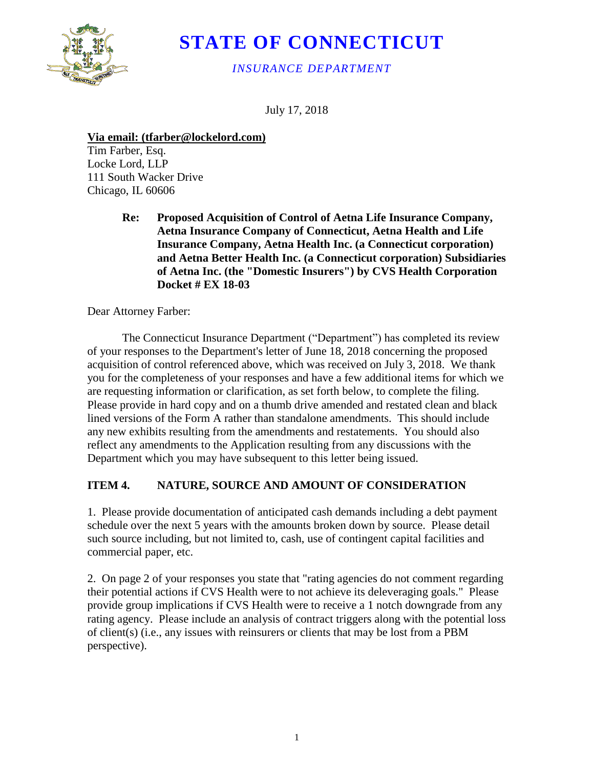# STATE OF CONNECTICUT

*INSURANCE DEPARTMENT*

July 17, 2018

**Via email: (tfarber@lockelord.com)**
Tim Farber, Esq.
Locke Lord, LLP
111 South Wacker Drive
Chicago, IL 60606

**Re: Proposed Acquisition of Control of Aetna Life Insurance Company, Aetna Insurance Company of Connecticut, Aetna Health and Life Insurance Company, Aetna Health Inc. (a Connecticut corporation) and Aetna Better Health Inc. (a Connecticut corporation) Subsidiaries of Aetna Inc. (the "Domestic Insurers") by CVS Health Corporation Docket # EX 18-03**

Dear Attorney Farber:

The Connecticut Insurance Department ("Department") has completed its review of your responses to the Department's letter of June 18, 2018 concerning the proposed acquisition of control referenced above, which was received on July 3, 2018. We thank you for the completeness of your responses and have a few additional items for which we are requesting information or clarification, as set forth below, to complete the filing. Please provide in hard copy and on a thumb drive amended and restated clean and black lined versions of the Form A rather than standalone amendments. This should include any new exhibits resulting from the amendments and restatements. You should also reflect any amendments to the Application resulting from any discussions with the Department which you may have subsequent to this letter being issued.

## ITEM 4. NATURE, SOURCE AND AMOUNT OF CONSIDERATION

1. Please provide documentation of anticipated cash demands including a debt payment schedule over the next 5 years with the amounts broken down by source. Please detail such source including, but not limited to, cash, use of contingent capital facilities and commercial paper, etc.

2. On page 2 of your responses you state that "rating agencies do not comment regarding their potential actions if CVS Health were to not achieve its deleveraging goals." Please provide group implications if CVS Health were to receive a 1 notch downgrade from any rating agency. Please include an analysis of contract triggers along with the potential loss of client(s) (i.e., any issues with reinsurers or clients that may be lost from a PBM perspective).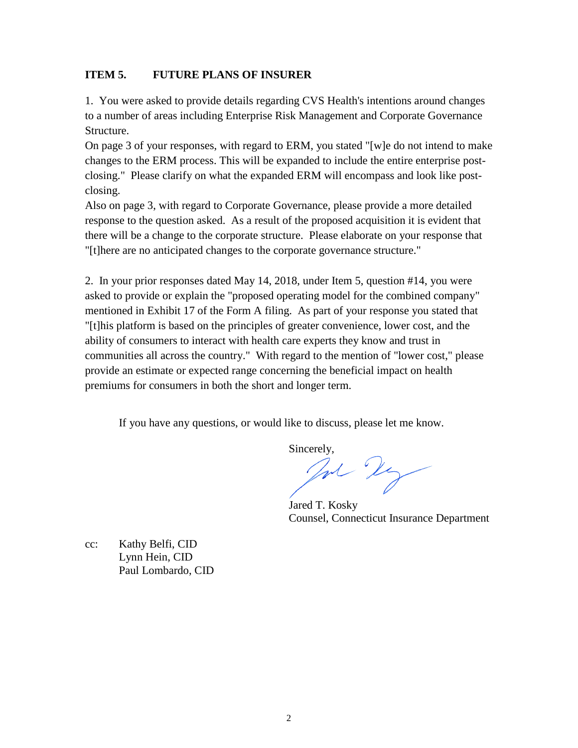**ITEM 5. FUTURE PLANS OF INSURER**

1. You were asked to provide details regarding CVS Health's intentions around changes to a number of areas including Enterprise Risk Management and Corporate Governance Structure.

On page 3 of your responses, with regard to ERM, you stated "[w]e do not intend to make changes to the ERM process. This will be expanded to include the entire enterprise post-closing." Please clarify on what the expanded ERM will encompass and look like post-closing.

Also on page 3, with regard to Corporate Governance, please provide a more detailed response to the question asked. As a result of the proposed acquisition it is evident that there will be a change to the corporate structure. Please elaborate on your response that "[t]here are no anticipated changes to the corporate governance structure."

2. In your prior responses dated May 14, 2018, under Item 5, question #14, you were asked to provide or explain the "proposed operating model for the combined company" mentioned in Exhibit 17 of the Form A filing. As part of your response you stated that "[t]his platform is based on the principles of greater convenience, lower cost, and the ability of consumers to interact with health care experts they know and trust in communities all across the country." With regard to the mention of "lower cost," please provide an estimate or expected range concerning the beneficial impact on health premiums for consumers in both the short and longer term.

If you have any questions, or would like to discuss, please let me know.

Sincerely,

Jared T. Kosky
Counsel, Connecticut Insurance Department

cc: Kathy Belfi, CID
Lynn Hein, CID
Paul Lombardo, CID